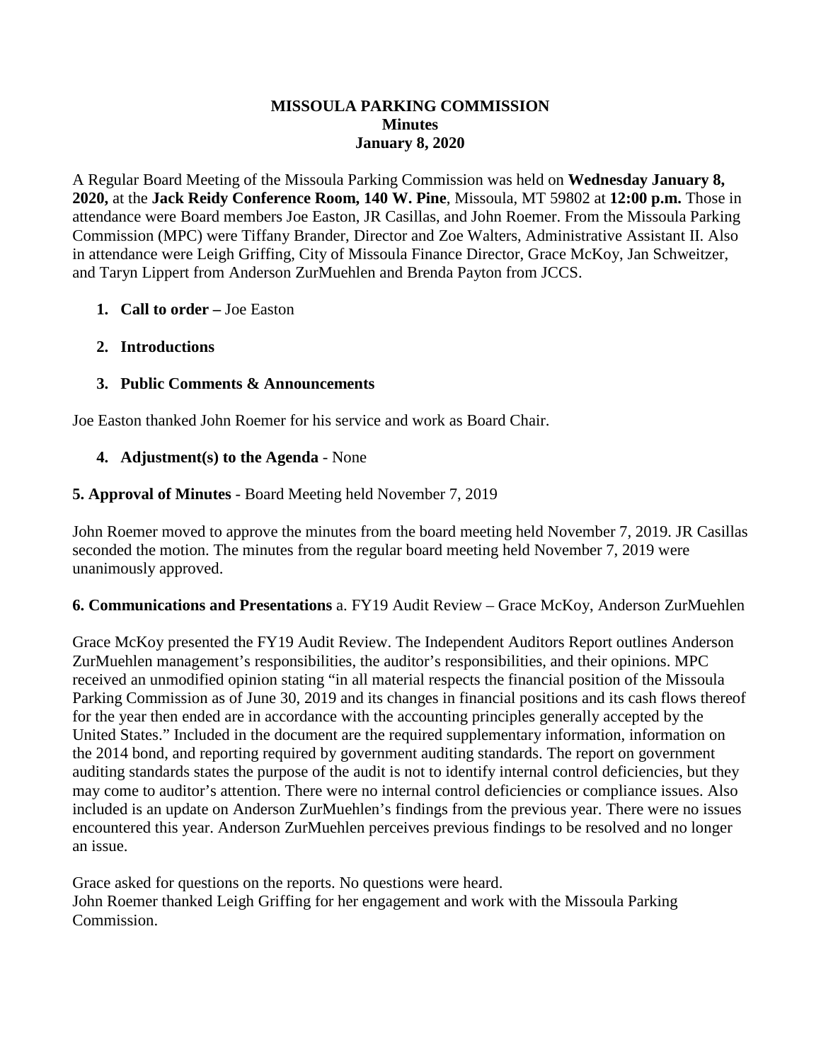# MISSOULA PARKING COMMISSION
## Minutes
### January 8, 2020

A Regular Board Meeting of the Missoula Parking Commission was held on **Wednesday January 8, 2020,** at the **Jack Reidy Conference Room, 140 W. Pine**, Missoula, MT 59802 at **12:00 p.m.** Those in attendance were Board members Joe Easton, JR Casillas, and John Roemer. From the Missoula Parking Commission (MPC) were Tiffany Brander, Director and Zoe Walters, Administrative Assistant II. Also in attendance were Leigh Griffing, City of Missoula Finance Director, Grace McKoy, Jan Schweitzer, and Taryn Lippert from Anderson ZurMuehlen and Brenda Payton from JCCS.

1. **Call to order –** Joe Easton
2. **Introductions**
3. **Public Comments & Announcements**

Joe Easton thanked John Roemer for his service and work as Board Chair.

4. **Adjustment(s) to the Agenda** - None

**5. Approval of Minutes** - Board Meeting held November 7, 2019

John Roemer moved to approve the minutes from the board meeting held November 7, 2019. JR Casillas seconded the motion. The minutes from the regular board meeting held November 7, 2019 were unanimously approved.

**6. Communications and Presentations** a. FY19 Audit Review – Grace McKoy, Anderson ZurMuehlen

Grace McKoy presented the FY19 Audit Review. The Independent Auditors Report outlines Anderson ZurMuehlen management's responsibilities, the auditor's responsibilities, and their opinions. MPC received an unmodified opinion stating "in all material respects the financial position of the Missoula Parking Commission as of June 30, 2019 and its changes in financial positions and its cash flows thereof for the year then ended are in accordance with the accounting principles generally accepted by the United States." Included in the document are the required supplementary information, information on the 2014 bond, and reporting required by government auditing standards. The report on government auditing standards states the purpose of the audit is not to identify internal control deficiencies, but they may come to auditor's attention. There were no internal control deficiencies or compliance issues. Also included is an update on Anderson ZurMuehlen's findings from the previous year. There were no issues encountered this year. Anderson ZurMuehlen perceives previous findings to be resolved and no longer an issue.

Grace asked for questions on the reports. No questions were heard.
John Roemer thanked Leigh Griffing for her engagement and work with the Missoula Parking Commission.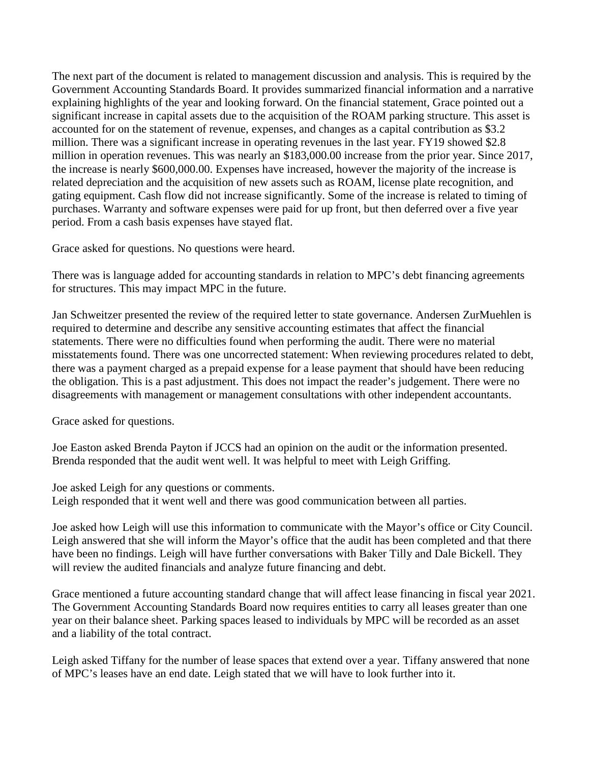The next part of the document is related to management discussion and analysis. This is required by the Government Accounting Standards Board. It provides summarized financial information and a narrative explaining highlights of the year and looking forward. On the financial statement, Grace pointed out a significant increase in capital assets due to the acquisition of the ROAM parking structure. This asset is accounted for on the statement of revenue, expenses, and changes as a capital contribution as $3.2 million. There was a significant increase in operating revenues in the last year. FY19 showed $2.8 million in operation revenues. This was nearly an $183,000.00 increase from the prior year. Since 2017, the increase is nearly $600,000.00. Expenses have increased, however the majority of the increase is related depreciation and the acquisition of new assets such as ROAM, license plate recognition, and gating equipment. Cash flow did not increase significantly. Some of the increase is related to timing of purchases. Warranty and software expenses were paid for up front, but then deferred over a five year period. From a cash basis expenses have stayed flat.

Grace asked for questions. No questions were heard.

There was is language added for accounting standards in relation to MPC's debt financing agreements for structures. This may impact MPC in the future.

Jan Schweitzer presented the review of the required letter to state governance. Andersen ZurMuehlen is required to determine and describe any sensitive accounting estimates that affect the financial statements. There were no difficulties found when performing the audit. There were no material misstatements found. There was one uncorrected statement: When reviewing procedures related to debt, there was a payment charged as a prepaid expense for a lease payment that should have been reducing the obligation. This is a past adjustment. This does not impact the reader's judgement. There were no disagreements with management or management consultations with other independent accountants.

Grace asked for questions.

Joe Easton asked Brenda Payton if JCCS had an opinion on the audit or the information presented. Brenda responded that the audit went well. It was helpful to meet with Leigh Griffing.

Joe asked Leigh for any questions or comments.
Leigh responded that it went well and there was good communication between all parties.

Joe asked how Leigh will use this information to communicate with the Mayor's office or City Council. Leigh answered that she will inform the Mayor's office that the audit has been completed and that there have been no findings. Leigh will have further conversations with Baker Tilly and Dale Bickell. They will review the audited financials and analyze future financing and debt.

Grace mentioned a future accounting standard change that will affect lease financing in fiscal year 2021. The Government Accounting Standards Board now requires entities to carry all leases greater than one year on their balance sheet. Parking spaces leased to individuals by MPC will be recorded as an asset and a liability of the total contract.

Leigh asked Tiffany for the number of lease spaces that extend over a year. Tiffany answered that none of MPC's leases have an end date. Leigh stated that we will have to look further into it.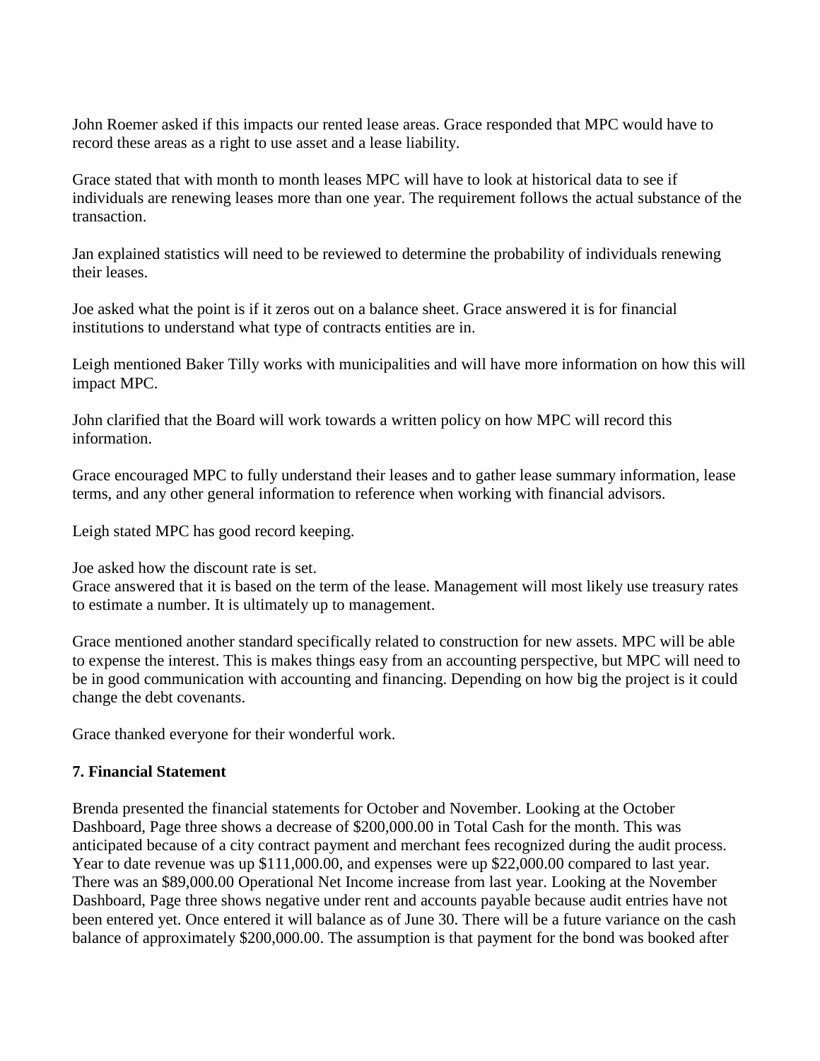John Roemer asked if this impacts our rented lease areas. Grace responded that MPC would have to record these areas as a right to use asset and a lease liability.

Grace stated that with month to month leases MPC will have to look at historical data to see if individuals are renewing leases more than one year. The requirement follows the actual substance of the transaction.

Jan explained statistics will need to be reviewed to determine the probability of individuals renewing their leases.

Joe asked what the point is if it zeros out on a balance sheet. Grace answered it is for financial institutions to understand what type of contracts entities are in.

Leigh mentioned Baker Tilly works with municipalities and will have more information on how this will impact MPC.

John clarified that the Board will work towards a written policy on how MPC will record this information.

Grace encouraged MPC to fully understand their leases and to gather lease summary information, lease terms, and any other general information to reference when working with financial advisors.

Leigh stated MPC has good record keeping.

Joe asked how the discount rate is set.
Grace answered that it is based on the term of the lease. Management will most likely use treasury rates to estimate a number. It is ultimately up to management.

Grace mentioned another standard specifically related to construction for new assets. MPC will be able to expense the interest. This is makes things easy from an accounting perspective, but MPC will need to be in good communication with accounting and financing. Depending on how big the project is it could change the debt covenants.

Grace thanked everyone for their wonderful work.

### 7. Financial Statement

Brenda presented the financial statements for October and November. Looking at the October Dashboard, Page three shows a decrease of $200,000.00 in Total Cash for the month. This was anticipated because of a city contract payment and merchant fees recognized during the audit process. Year to date revenue was up $111,000.00, and expenses were up $22,000.00 compared to last year. There was an $89,000.00 Operational Net Income increase from last year. Looking at the November Dashboard, Page three shows negative under rent and accounts payable because audit entries have not been entered yet. Once entered it will balance as of June 30. There will be a future variance on the cash balance of approximately $200,000.00. The assumption is that payment for the bond was booked after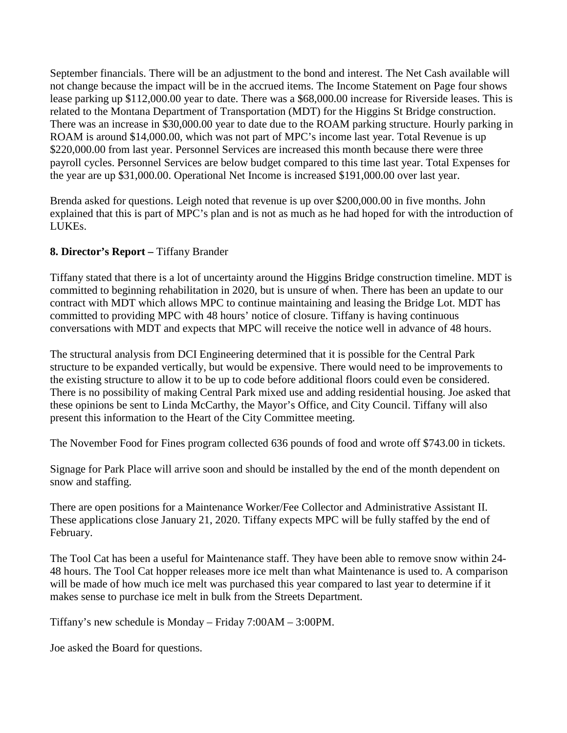September financials. There will be an adjustment to the bond and interest. The Net Cash available will not change because the impact will be in the accrued items. The Income Statement on Page four shows lease parking up $112,000.00 year to date. There was a $68,000.00 increase for Riverside leases. This is related to the Montana Department of Transportation (MDT) for the Higgins St Bridge construction. There was an increase in $30,000.00 year to date due to the ROAM parking structure. Hourly parking in ROAM is around $14,000.00, which was not part of MPC's income last year. Total Revenue is up $220,000.00 from last year. Personnel Services are increased this month because there were three payroll cycles. Personnel Services are below budget compared to this time last year. Total Expenses for the year are up $31,000.00. Operational Net Income is increased $191,000.00 over last year.

Brenda asked for questions. Leigh noted that revenue is up over $200,000.00 in five months. John explained that this is part of MPC's plan and is not as much as he had hoped for with the introduction of LUKEs.

**8. Director's Report –** Tiffany Brander

Tiffany stated that there is a lot of uncertainty around the Higgins Bridge construction timeline. MDT is committed to beginning rehabilitation in 2020, but is unsure of when. There has been an update to our contract with MDT which allows MPC to continue maintaining and leasing the Bridge Lot. MDT has committed to providing MPC with 48 hours' notice of closure. Tiffany is having continuous conversations with MDT and expects that MPC will receive the notice well in advance of 48 hours.

The structural analysis from DCI Engineering determined that it is possible for the Central Park structure to be expanded vertically, but would be expensive. There would need to be improvements to the existing structure to allow it to be up to code before additional floors could even be considered. There is no possibility of making Central Park mixed use and adding residential housing. Joe asked that these opinions be sent to Linda McCarthy, the Mayor's Office, and City Council. Tiffany will also present this information to the Heart of the City Committee meeting.

The November Food for Fines program collected 636 pounds of food and wrote off $743.00 in tickets.

Signage for Park Place will arrive soon and should be installed by the end of the month dependent on snow and staffing.

There are open positions for a Maintenance Worker/Fee Collector and Administrative Assistant II. These applications close January 21, 2020. Tiffany expects MPC will be fully staffed by the end of February.

The Tool Cat has been a useful for Maintenance staff. They have been able to remove snow within 24-48 hours. The Tool Cat hopper releases more ice melt than what Maintenance is used to. A comparison will be made of how much ice melt was purchased this year compared to last year to determine if it makes sense to purchase ice melt in bulk from the Streets Department.

Tiffany's new schedule is Monday – Friday 7:00AM – 3:00PM.

Joe asked the Board for questions.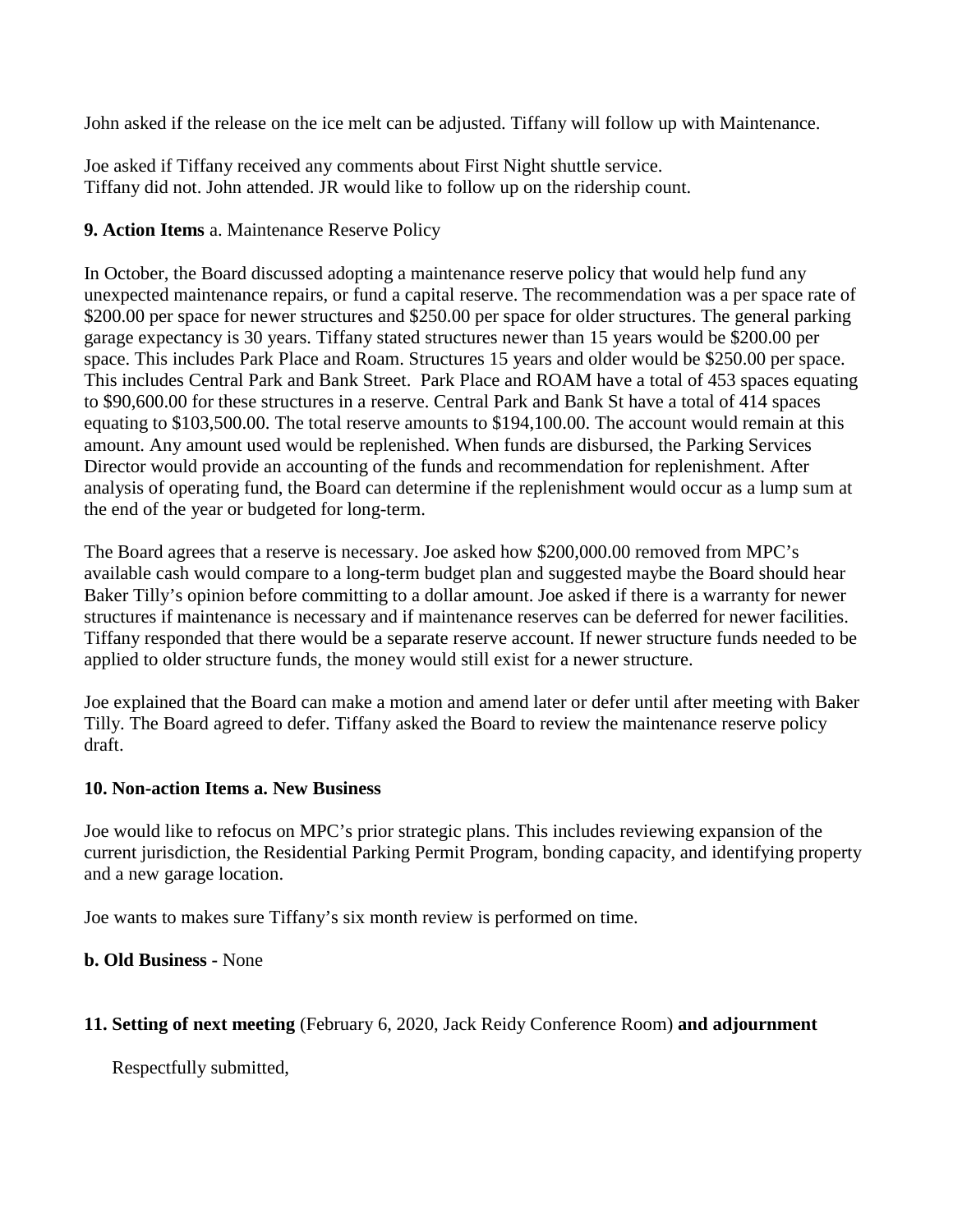John asked if the release on the ice melt can be adjusted. Tiffany will follow up with Maintenance.

Joe asked if Tiffany received any comments about First Night shuttle service.
Tiffany did not. John attended. JR would like to follow up on the ridership count.

**9. Action Items** a. Maintenance Reserve Policy

In October, the Board discussed adopting a maintenance reserve policy that would help fund any unexpected maintenance repairs, or fund a capital reserve. The recommendation was a per space rate of $200.00 per space for newer structures and $250.00 per space for older structures. The general parking garage expectancy is 30 years. Tiffany stated structures newer than 15 years would be $200.00 per space. This includes Park Place and Roam. Structures 15 years and older would be $250.00 per space. This includes Central Park and Bank Street. Park Place and ROAM have a total of 453 spaces equating to $90,600.00 for these structures in a reserve. Central Park and Bank St have a total of 414 spaces equating to $103,500.00. The total reserve amounts to $194,100.00. The account would remain at this amount. Any amount used would be replenished. When funds are disbursed, the Parking Services Director would provide an accounting of the funds and recommendation for replenishment. After analysis of operating fund, the Board can determine if the replenishment would occur as a lump sum at the end of the year or budgeted for long-term.

The Board agrees that a reserve is necessary. Joe asked how $200,000.00 removed from MPC's available cash would compare to a long-term budget plan and suggested maybe the Board should hear Baker Tilly's opinion before committing to a dollar amount. Joe asked if there is a warranty for newer structures if maintenance is necessary and if maintenance reserves can be deferred for newer facilities. Tiffany responded that there would be a separate reserve account. If newer structure funds needed to be applied to older structure funds, the money would still exist for a newer structure.

Joe explained that the Board can make a motion and amend later or defer until after meeting with Baker Tilly. The Board agreed to defer. Tiffany asked the Board to review the maintenance reserve policy draft.

**10. Non-action Items a. New Business**

Joe would like to refocus on MPC's prior strategic plans. This includes reviewing expansion of the current jurisdiction, the Residential Parking Permit Program, bonding capacity, and identifying property and a new garage location.

Joe wants to makes sure Tiffany's six month review is performed on time.

**b. Old Business -** None

**11. Setting of next meeting** (February 6, 2020, Jack Reidy Conference Room) **and adjournment**

Respectfully submitted,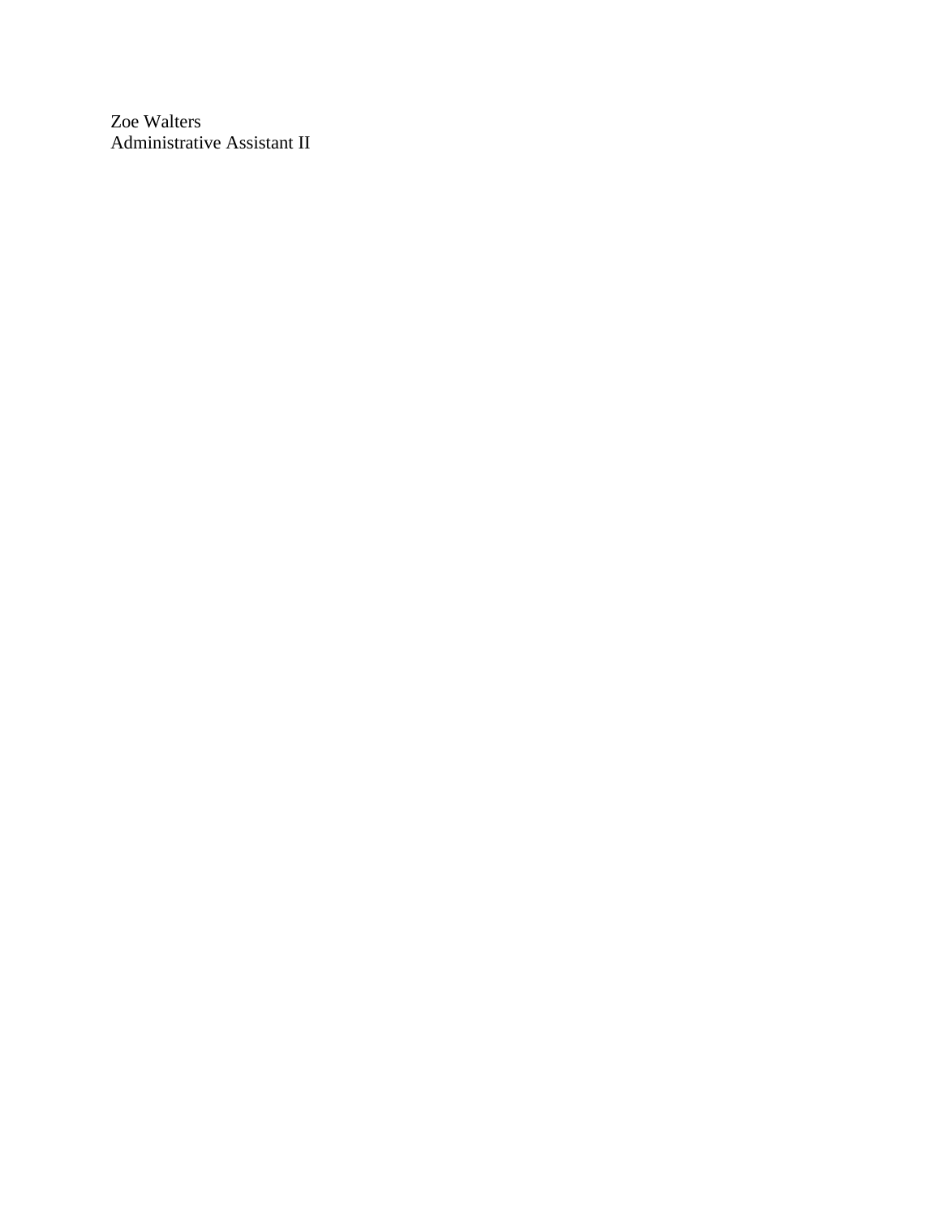Zoe Walters
Administrative Assistant II